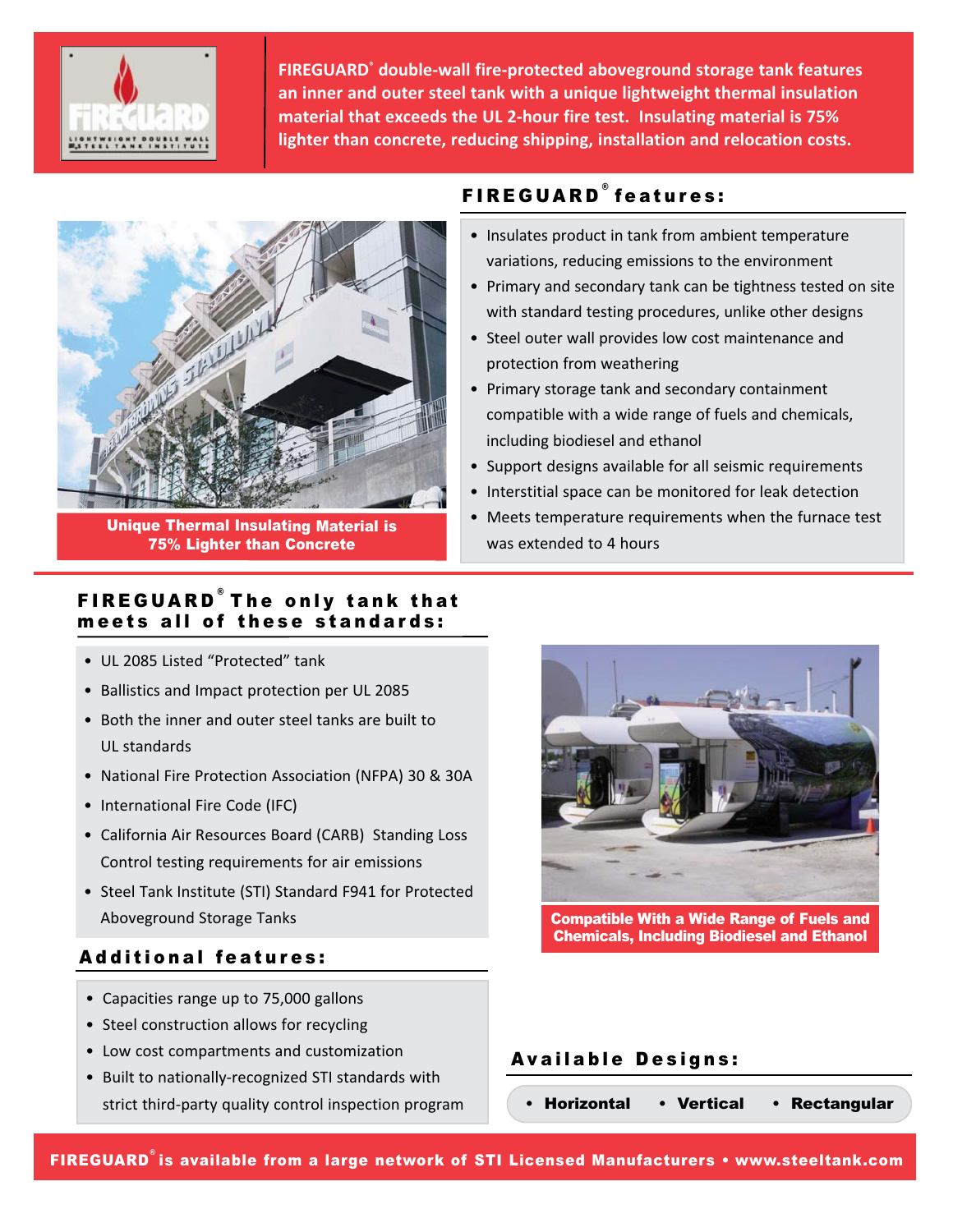FIREGUARD® double-wall fire-protected aboveground storage tank features an inner and outer steel tank with a unique lightweight thermal insulation material that exceeds the UL 2-hour fire test. Insulating material is 75% lighter than concrete, reducing shipping, installation and relocation costs.

Unique Thermal Insulating Material is 75% Lighter than Concrete

## FIREGUARD® features:

- Insulates product in tank from ambient temperature variations, reducing emissions to the environment
- Primary and secondary tank can be tightness tested on site with standard testing procedures, unlike other designs
- Steel outer wall provides low cost maintenance and protection from weathering
- Primary storage tank and secondary containment compatible with a wide range of fuels and chemicals, including biodiesel and ethanol
- Support designs available for all seismic requirements
- Interstitial space can be monitored for leak detection
- Meets temperature requirements when the furnace test was extended to 4 hours

## FIREGUARD® The only tank that meets all of these standards:

- UL 2085 Listed "Protected" tank
- Ballistics and Impact protection per UL 2085
- Both the inner and outer steel tanks are built to UL standards
- National Fire Protection Association (NFPA) 30 & 30A
- International Fire Code (IFC)
- California Air Resources Board (CARB) Standing Loss Control testing requirements for air emissions
- Steel Tank Institute (STI) Standard F941 for Protected Aboveground Storage Tanks

Compatible With a Wide Range of Fuels and Chemicals, Including Biodiesel and Ethanol

## Additional features:

- Capacities range up to 75,000 gallons
- Steel construction allows for recycling
- Low cost compartments and customization
- Built to nationally-recognized STI standards with strict third-party quality control inspection program

## Available Designs:

- **Horizontal**
- **Vertical**
- **Rectangular**

FIREGUARD® is available from a large network of STI Licensed Manufacturers • www.steeltank.com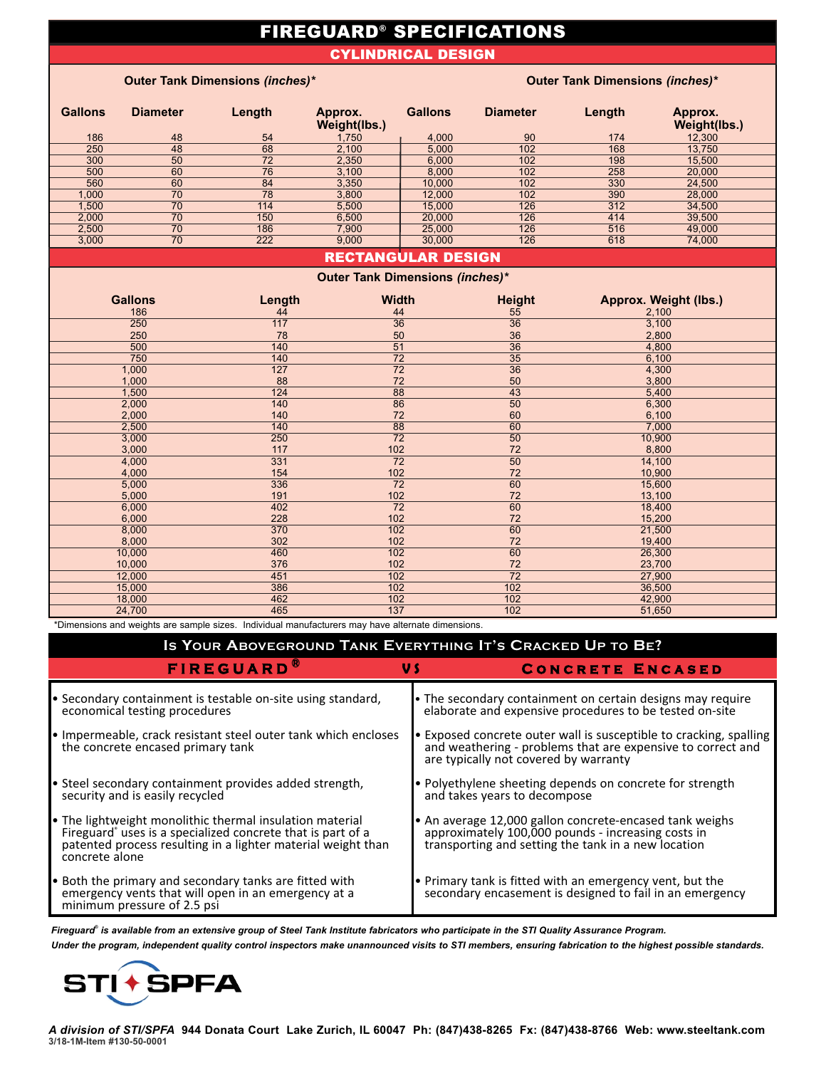# FIREGUARD® SPECIFICATIONS

## CYLINDRICAL DESIGN

| Outer Tank Dimensions *(inches)** | | | | Outer Tank Dimensions *(inches)** | | | |
|---|---|---|---|---|---|---|---|
| Gallons | Diameter | Length | Approx. Weight(lbs.) | Gallons | Diameter | Length | Approx. Weight(lbs.) |
| 186 | 48 | 54 | 1,750 | 4,000 | 90 | 174 | 12,300 |
| 250 | 48 | 68 | 2,100 | 5,000 | 102 | 168 | 13,750 |
| 300 | 50 | 72 | 2,350 | 6,000 | 102 | 198 | 15,500 |
| 500 | 60 | 76 | 3,100 | 8,000 | 102 | 258 | 20,000 |
| 560 | 60 | 84 | 3,350 | 10,000 | 102 | 330 | 24,500 |
| 1,000 | 70 | 78 | 3,800 | 12,000 | 102 | 390 | 28,000 |
| 1,500 | 70 | 114 | 5,500 | 15,000 | 126 | 312 | 34,500 |
| 2,000 | 70 | 150 | 6,500 | 20,000 | 126 | 414 | 39,500 |
| 2,500 | 70 | 186 | 7,900 | 25,000 | 126 | 516 | 49,000 |
| 3,000 | 70 | 222 | 9,000 | 30,000 | 126 | 618 | 74,000 |

## RECTANGULAR DESIGN

| Outer Tank Dimensions *(inches)** | | | | |
|---|---|---|---|---|
| Gallons | Length | Width | Height | Approx. Weight (lbs.) |
| 186 | 44 | 44 | 55 | 2,100 |
| 250 | 117 | 36 | 36 | 3,100 |
| 250 | 78 | 50 | 36 | 2,800 |
| 500 | 140 | 51 | 36 | 4,800 |
| 750 | 140 | 72 | 35 | 6,100 |
| 1,000 | 127 | 72 | 36 | 4,300 |
| 1,000 | 88 | 72 | 50 | 3,800 |
| 1,500 | 124 | 88 | 43 | 5,400 |
| 2,000 | 140 | 86 | 50 | 6,300 |
| 2,000 | 140 | 72 | 60 | 6,100 |
| 2,500 | 140 | 88 | 60 | 7,000 |
| 3,000 | 250 | 72 | 50 | 10,900 |
| 3,000 | 117 | 102 | 72 | 8,800 |
| 4,000 | 331 | 72 | 50 | 14,100 |
| 4,000 | 154 | 102 | 72 | 10,900 |
| 5,000 | 336 | 72 | 60 | 15,600 |
| 5,000 | 191 | 102 | 72 | 13,100 |
| 6,000 | 402 | 72 | 60 | 18,400 |
| 6,000 | 228 | 102 | 72 | 15,200 |
| 8,000 | 370 | 102 | 60 | 21,500 |
| 8,000 | 302 | 102 | 72 | 19,400 |
| 10,000 | 460 | 102 | 60 | 26,300 |
| 10,000 | 376 | 102 | 72 | 23,700 |
| 12,000 | 451 | 102 | 72 | 27,900 |
| 15,000 | 386 | 102 | 102 | 36,500 |
| 18,000 | 462 | 102 | 102 | 42,900 |
| 24,700 | 465 | 137 | 102 | 51,650 |

*Dimensions and weights are sample sizes. Individual manufacturers may have alternate dimensions.

## Is Your Aboveground Tank Everything It's Cracked Up to Be?

| FIREGUARD® | VS CONCRETE ENCASED |
|---|---|
| • Secondary containment is testable on-site using standard, economical testing procedures | • The secondary containment on certain designs may require elaborate and expensive procedures to be tested on-site |
| • Impermeable, crack resistant steel outer tank which encloses the concrete encased primary tank | • Exposed concrete outer wall is susceptible to cracking, spalling and weathering - problems that are expensive to correct and are typically not covered by warranty |
| • Steel secondary containment provides added strength, security and is easily recycled | • Polyethylene sheeting depends on concrete for strength and takes years to decompose |
| • The lightweight monolithic thermal insulation material Fireguard® uses is a specialized concrete that is part of a patented process resulting in a lighter material weight than concrete alone | • An average 12,000 gallon concrete-encased tank weighs approximately 100,000 pounds - increasing costs in transporting and setting the tank in a new location |
| • Both the primary and secondary tanks are fitted with emergency vents that will open in an emergency at a minimum pressure of 2.5 psi | • Primary tank is fitted with an emergency vent, but the secondary encasement is designed to fail in an emergency |

***Fireguard® is available from an extensive group of Steel Tank Institute fabricators who participate in the STI Quality Assurance Program.***

***Under the program, independent quality control inspectors make unannounced visits to STI members, ensuring fabrication to the highest possible standards.***

STI ✦ SPFA

***A division of STI/SPFA*** **944 Donata Court Lake Zurich, IL 60047 Ph: (847)438-8265 Fx: (847)438-8766 Web: www.steeltank.com**

**3/18-1M-Item #130-50-0001**